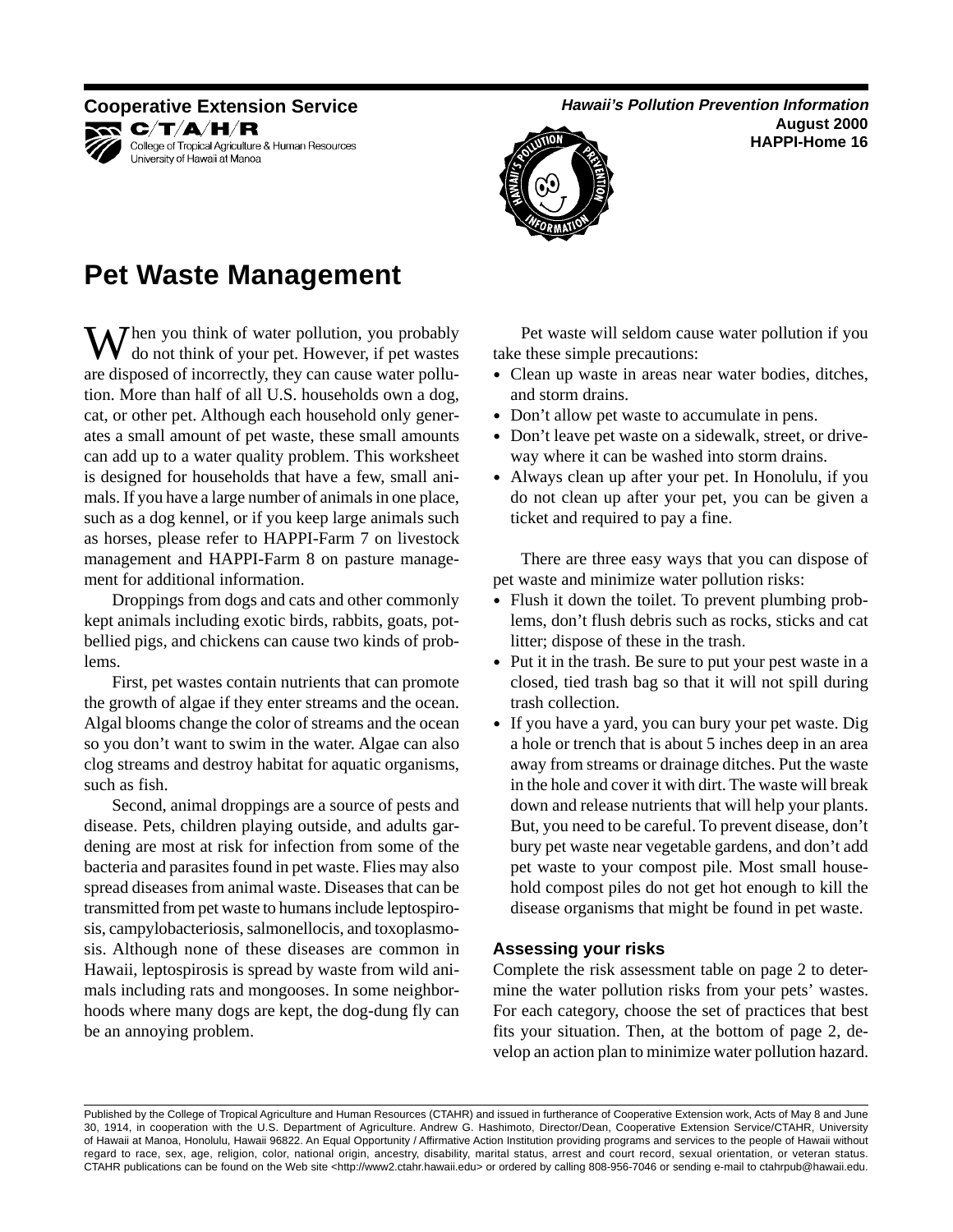**Cooperative Extension Service**

C/T/A/H/R

College of Tropical Agriculture & Human Resources
University of Hawaii at Manoa

***Hawaii's Pollution Prevention Information***
**August 2000**
**HAPPI-Home 16**

# Pet Waste Management

When you think of water pollution, you probably do not think of your pet. However, if pet wastes are disposed of incorrectly, they can cause water pollution. More than half of all U.S. households own a dog, cat, or other pet. Although each household only generates a small amount of pet waste, these small amounts can add up to a water quality problem. This worksheet is designed for households that have a few, small animals. If you have a large number of animals in one place, such as a dog kennel, or if you keep large animals such as horses, please refer to HAPPI-Farm 7 on livestock management and HAPPI-Farm 8 on pasture management for additional information.

Droppings from dogs and cats and other commonly kept animals including exotic birds, rabbits, goats, potbellied pigs, and chickens can cause two kinds of problems.

First, pet wastes contain nutrients that can promote the growth of algae if they enter streams and the ocean. Algal blooms change the color of streams and the ocean so you don't want to swim in the water. Algae can also clog streams and destroy habitat for aquatic organisms, such as fish.

Second, animal droppings are a source of pests and disease. Pets, children playing outside, and adults gardening are most at risk for infection from some of the bacteria and parasites found in pet waste. Flies may also spread diseases from animal waste. Diseases that can be transmitted from pet waste to humans include leptospirosis, campylobacteriosis, salmonellocis, and toxoplasmosis. Although none of these diseases are common in Hawaii, leptospirosis is spread by waste from wild animals including rats and mongooses. In some neighborhoods where many dogs are kept, the dog-dung fly can be an annoying problem.

Pet waste will seldom cause water pollution if you take these simple precautions:

- Clean up waste in areas near water bodies, ditches, and storm drains.
- Don't allow pet waste to accumulate in pens.
- Don't leave pet waste on a sidewalk, street, or driveway where it can be washed into storm drains.
- Always clean up after your pet. In Honolulu, if you do not clean up after your pet, you can be given a ticket and required to pay a fine.

There are three easy ways that you can dispose of pet waste and minimize water pollution risks:

- Flush it down the toilet. To prevent plumbing problems, don't flush debris such as rocks, sticks and cat litter; dispose of these in the trash.
- Put it in the trash. Be sure to put your pest waste in a closed, tied trash bag so that it will not spill during trash collection.
- If you have a yard, you can bury your pet waste. Dig a hole or trench that is about 5 inches deep in an area away from streams or drainage ditches. Put the waste in the hole and cover it with dirt. The waste will break down and release nutrients that will help your plants. But, you need to be careful. To prevent disease, don't bury pet waste near vegetable gardens, and don't add pet waste to your compost pile. Most small household compost piles do not get hot enough to kill the disease organisms that might be found in pet waste.

### Assessing your risks

Complete the risk assessment table on page 2 to determine the water pollution risks from your pets' wastes. For each category, choose the set of practices that best fits your situation. Then, at the bottom of page 2, develop an action plan to minimize water pollution hazard.

Published by the College of Tropical Agriculture and Human Resources (CTAHR) and issued in furtherance of Cooperative Extension work, Acts of May 8 and June 30, 1914, in cooperation with the U.S. Department of Agriculture. Andrew G. Hashimoto, Director/Dean, Cooperative Extension Service/CTAHR, University of Hawaii at Manoa, Honolulu, Hawaii 96822. An Equal Opportunity / Affirmative Action Institution providing programs and services to the people of Hawaii without regard to race, sex, age, religion, color, national origin, ancestry, disability, marital status, arrest and court record, sexual orientation, or veteran status. CTAHR publications can be found on the Web site <http://www2.ctahr.hawaii.edu> or ordered by calling 808-956-7046 or sending e-mail to ctahrpub@hawaii.edu.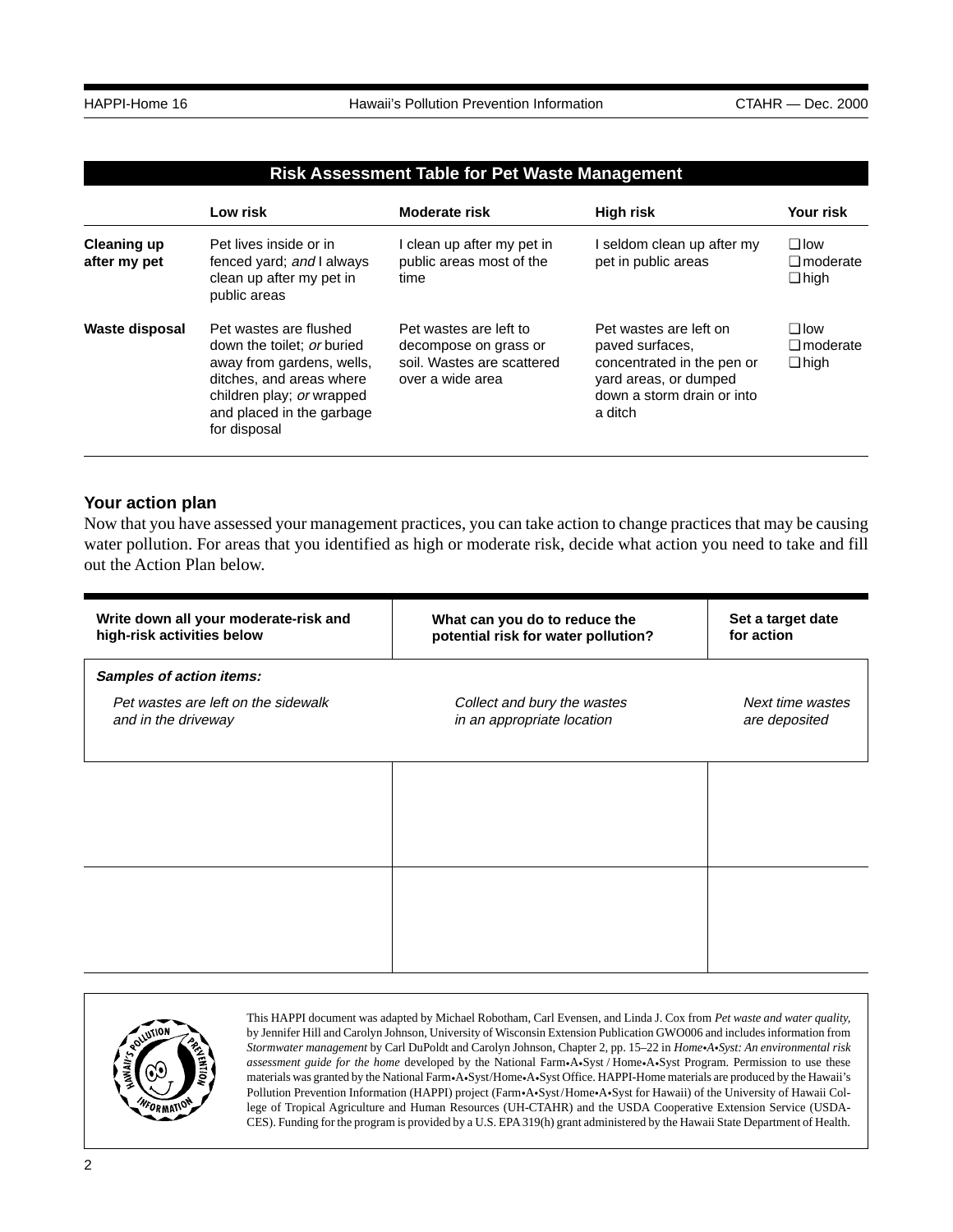## Risk Assessment Table for Pet Waste Management

| | Low risk | Moderate risk | High risk | Your risk |
|---|---|---|---|---|
| **Cleaning up after my pet** | Pet lives inside or in fenced yard; *and* I always clean up after my pet in public areas | I clean up after my pet in public areas most of the time | I seldom clean up after my pet in public areas | ❑ low ❑ moderate ❑ high |
| **Waste disposal** | Pet wastes are flushed down the toilet; *or* buried away from gardens, wells, ditches, and areas where children play; *or* wrapped and placed in the garbage for disposal | Pet wastes are left to decompose on grass or soil. Wastes are scattered over a wide area | Pet wastes are left on paved surfaces, concentrated in the pen or yard areas, or dumped down a storm drain or into a ditch | ❑ low ❑ moderate ❑ high |

### Your action plan

Now that you have assessed your management practices, you can take action to change practices that may be causing water pollution. For areas that you identified as high or moderate risk, decide what action you need to take and fill out the Action Plan below.

| Write down all your moderate-risk and high-risk activities below | What can you do to reduce the potential risk for water pollution? | Set a target date for action |
|---|---|---|
| ***Samples of action items:*** | | |
| *Pet wastes are left on the sidewalk and in the driveway* | *Collect and bury the wastes in an appropriate location* | *Next time wastes are deposited* |
| | | |
| | | |

This HAPPI document was adapted by Michael Robotham, Carl Evensen, and Linda J. Cox from *Pet waste and water quality,* by Jennifer Hill and Carolyn Johnson, University of Wisconsin Extension Publication GWO006 and includes information from *Stormwater management* by Carl DuPoldt and Carolyn Johnson, Chapter 2, pp. 15–22 in *Home•A•Syst: An environmental risk assessment guide for the home* developed by the National Farm•A•Syst / Home•A•Syst Program. Permission to use these materials was granted by the National Farm•A•Syst/Home•A•Syst Office. HAPPI-Home materials are produced by the Hawaii's Pollution Prevention Information (HAPPI) project (Farm•A•Syst/Home•A•Syst for Hawaii) of the University of Hawaii College of Tropical Agriculture and Human Resources (UH-CTAHR) and the USDA Cooperative Extension Service (USDA-CES). Funding for the program is provided by a U.S. EPA 319(h) grant administered by the Hawaii State Department of Health.